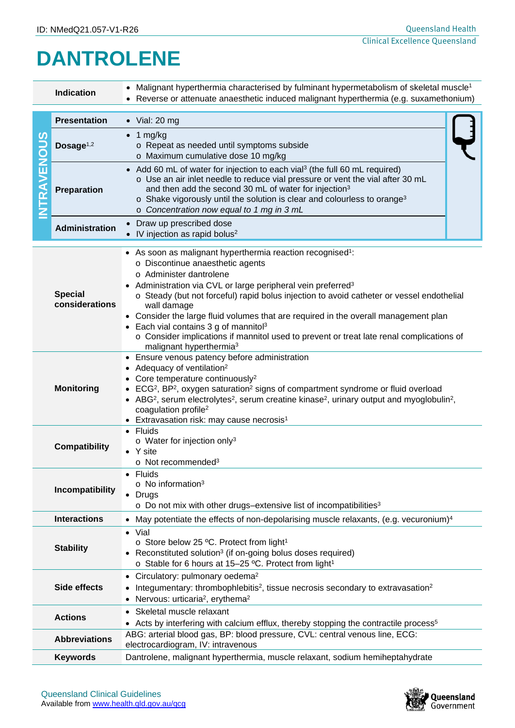ID: NMedQ21.057-V1-R26

# DANTROLENE

| | |
|---|---|
| **Indication** | • Malignant hyperthermia characterised by fulminant hypermetabolism of skeletal muscle[1]<br>• Reverse or attenuate anaesthetic induced malignant hyperthermia (e.g. suxamethonium) |

**INTRAVENOUS**

| | |
|---|---|
| **Presentation** | • Vial: 20 mg |
| **Dosage**[1,2] | • 1 mg/kg<br>o Repeat as needed until symptoms subside<br>o Maximum cumulative dose 10 mg/kg |
| **Preparation** | • Add 60 mL of water for injection to each vial[3] (the full 60 mL required)<br>o Use an air inlet needle to reduce vial pressure or vent the vial after 30 mL and then add the second 30 mL of water for injection[3]<br>o Shake vigorously until the solution is clear and colourless to orange[3]<br>o *Concentration now equal to 1 mg in 3 mL* |
| **Administration** | • Draw up prescribed dose<br>• IV injection as rapid bolus[2] |

| | |
|---|---|
| **Special considerations** | • As soon as malignant hyperthermia reaction recognised[1]:<br>o Discontinue anaesthetic agents<br>o Administer dantrolene<br>• Administration via CVL or large peripheral vein preferred[3]<br>o Steady (but not forceful) rapid bolus injection to avoid catheter or vessel endothelial wall damage<br>• Consider the large fluid volumes that are required in the overall management plan<br>• Each vial contains 3 g of mannitol[3]<br>o Consider implications if mannitol used to prevent or treat late renal complications of malignant hyperthermia[3] |
| **Monitoring** | • Ensure venous patency before administration<br>• Adequacy of ventilation[2]<br>• Core temperature continuously[2]<br>• ECG[2], BP[2], oxygen saturation[2] signs of compartment syndrome or fluid overload<br>• ABG[2], serum electrolytes[2], serum creatine kinase[2], urinary output and myoglobulin[2], coagulation profile[2]<br>• Extravasation risk: may cause necrosis[1] |
| **Compatibility** | • Fluids<br>o Water for injection only[3]<br>• Y site<br>o Not recommended[3] |
| **Incompatibility** | • Fluids<br>o No information[3]<br>• Drugs<br>o Do not mix with other drugs–extensive list of incompatibilities[3] |
| **Interactions** | • May potentiate the effects of non-depolarising muscle relaxants, (e.g. vecuronium)[4] |
| **Stability** | • Vial<br>o Store below 25 ºC. Protect from light[1]<br>• Reconstituted solution[3] (if on-going bolus doses required)<br>o Stable for 6 hours at 15–25 ºC. Protect from light[1] |
| **Side effects** | • Circulatory: pulmonary oedema[2]<br>• Integumentary: thrombophlebitis[2], tissue necrosis secondary to extravasation[2]<br>• Nervous: urticaria[2], erythema[2] |
| **Actions** | • Skeletal muscle relaxant<br>• Acts by interfering with calcium efflux, thereby stopping the contractile process[5] |
| **Abbreviations** | ABG: arterial blood gas, BP: blood pressure, CVL: central venous line, ECG: electrocardiogram, IV: intravenous |
| **Keywords** | Dantrolene, malignant hyperthermia, muscle relaxant, sodium hemiheptahydrate |

Queensland Clinical Guidelines
Available from www.health.qld.gov.au/qcg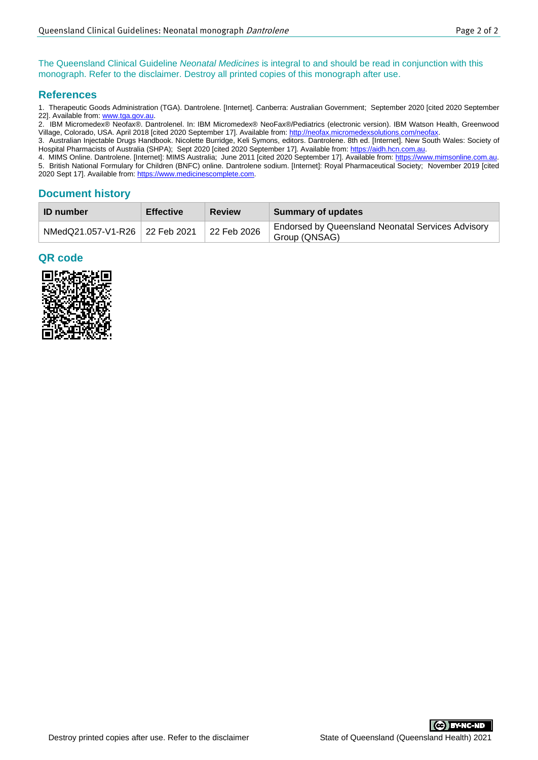The Queensland Clinical Guideline *Neonatal Medicines* is integral to and should be read in conjunction with this monograph. Refer to the disclaimer. Destroy all printed copies of this monograph after use.

## References

1. Therapeutic Goods Administration (TGA). Dantrolene. [Internet]. Canberra: Australian Government; September 2020 [cited 2020 September 22]. Available from: www.tga.gov.au.
2. IBM Micromedex® Neofax®. Dantrolenel. In: IBM Micromedex® NeoFax®/Pediatrics (electronic version). IBM Watson Health, Greenwood Village, Colorado, USA. April 2018 [cited 2020 September 17]. Available from: http://neofax.micromedexsolutions.com/neofax.
3. Australian Injectable Drugs Handbook. Nicolette Burridge, Keli Symons, editors. Dantrolene. 8th ed. [Internet]. New South Wales: Society of Hospital Pharmacists of Australia (SHPA); Sept 2020 [cited 2020 September 17]. Available from: https://aidh.hcn.com.au.
4. MIMS Online. Dantrolene. [Internet]: MIMS Australia; June 2011 [cited 2020 September 17]. Available from: https://www.mimsonline.com.au.
5. British National Formulary for Children (BNFC) online. Dantrolene sodium. [Internet]: Royal Pharmaceutical Society; November 2019 [cited 2020 Sept 17]. Available from: https://www.medicinescomplete.com.

## Document history

| ID number | Effective | Review | Summary of updates |
|---|---|---|---|
| NMedQ21.057-V1-R26 | 22 Feb 2021 | 22 Feb 2026 | Endorsed by Queensland Neonatal Services Advisory Group (QNSAG) |

## QR code

Destroy printed copies after use. Refer to the disclaimer

State of Queensland (Queensland Health) 2021